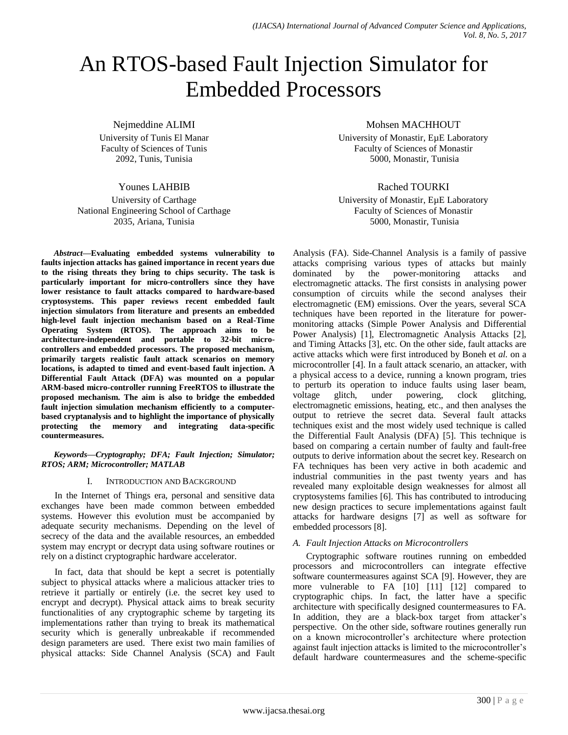# An RTOS-based Fault Injection Simulator for Embedded Processors

Nejmeddine ALIMI
University of Tunis El Manar
Faculty of Sciences of Tunis
2092, Tunis, Tunisia

Mohsen MACHHOUT
University of Monastir, EμE Laboratory
Faculty of Sciences of Monastir
5000, Monastir, Tunisia

Younes LAHBIB
University of Carthage
National Engineering School of Carthage
2035, Ariana, Tunisia

Rached TOURKI
University of Monastir, EμE Laboratory
Faculty of Sciences of Monastir
5000, Monastir, Tunisia

***Abstract*—Evaluating embedded systems vulnerability to faults injection attacks has gained importance in recent years due to the rising threats they bring to chips security. The task is particularly important for micro-controllers since they have lower resistance to fault attacks compared to hardware-based cryptosystems. This paper reviews recent embedded fault injection simulators from literature and presents an embedded high-level fault injection mechanism based on a Real-Time Operating System (RTOS). The approach aims to be architecture-independent and portable to 32-bit micro-controllers and embedded processors. The proposed mechanism, primarily targets realistic fault attack scenarios on memory locations, is adapted to timed and event-based fault injection. A Differential Fault Attack (DFA) was mounted on a popular ARM-based micro-controller running FreeRTOS to illustrate the proposed mechanism. The aim is also to bridge the embedded fault injection simulation mechanism efficiently to a computer-based cryptanalysis and to highlight the importance of physically protecting the memory and integrating data-specific countermeasures.**

***Keywords*—*Cryptography; DFA; Fault Injection; Simulator; RTOS; ARM; Microcontroller; MATLAB***

## I. Introduction and Background

In the Internet of Things era, personal and sensitive data exchanges have been made common between embedded systems. However this evolution must be accompanied by adequate security mechanisms. Depending on the level of secrecy of the data and the available resources, an embedded system may encrypt or decrypt data using software routines or rely on a distinct cryptographic hardware accelerator.

In fact, data that should be kept a secret is potentially subject to physical attacks where a malicious attacker tries to retrieve it partially or entirely (i.e. the secret key used to encrypt and decrypt). Physical attack aims to break security functionalities of any cryptographic scheme by targeting its implementations rather than trying to break its mathematical security which is generally unbreakable if recommended design parameters are used. There exist two main families of physical attacks: Side Channel Analysis (SCA) and Fault Analysis (FA). Side-Channel Analysis is a family of passive attacks comprising various types of attacks but mainly dominated by the power-monitoring attacks and electromagnetic attacks. The first consists in analysing power consumption of circuits while the second analyses their electromagnetic (EM) emissions. Over the years, several SCA techniques have been reported in the literature for power-monitoring attacks (Simple Power Analysis and Differential Power Analysis) [1], Electromagnetic Analysis Attacks [2], and Timing Attacks [3], etc. On the other side, fault attacks are active attacks which were first introduced by Boneh et *al.* on a microcontroller [4]. In a fault attack scenario, an attacker, with a physical access to a device, running a known program, tries to perturb its operation to induce faults using laser beam, voltage glitch, under powering, clock glitching, electromagnetic emissions, heating, etc., and then analyses the output to retrieve the secret data. Several fault attacks techniques exist and the most widely used technique is called the Differential Fault Analysis (DFA) [5]. This technique is based on comparing a certain number of faulty and fault-free outputs to derive information about the secret key. Research on FA techniques has been very active in both academic and industrial communities in the past twenty years and has revealed many exploitable design weaknesses for almost all cryptosystems families [6]. This has contributed to introducing new design practices to secure implementations against fault attacks for hardware designs [7] as well as software for embedded processors [8].

### A. Fault Injection Attacks on Microcontrollers

Cryptographic software routines running on embedded processors and microcontrollers can integrate effective software countermeasures against SCA [9]. However, they are more vulnerable to FA [10] [11] [12] compared to cryptographic chips. In fact, the latter have a specific architecture with specifically designed countermeasures to FA. In addition, they are a black-box target from attacker's perspective. On the other side, software routines generally run on a known microcontroller's architecture where protection against fault injection attacks is limited to the microcontroller's default hardware countermeasures and the scheme-specific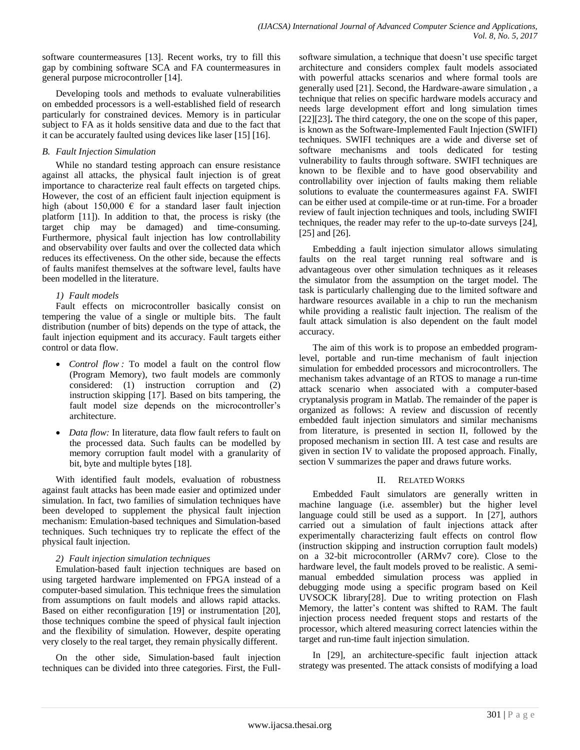software countermeasures [13]. Recent works, try to fill this gap by combining software SCA and FA countermeasures in general purpose microcontroller [14].

Developing tools and methods to evaluate vulnerabilities on embedded processors is a well-established field of research particularly for constrained devices. Memory is in particular subject to FA as it holds sensitive data and due to the fact that it can be accurately faulted using devices like laser [15] [16].

### B. Fault Injection Simulation

While no standard testing approach can ensure resistance against all attacks, the physical fault injection is of great importance to characterize real fault effects on targeted chips. However, the cost of an efficient fault injection equipment is high (about 150,000 € for a standard laser fault injection platform [11]). In addition to that, the process is risky (the target chip may be damaged) and time-consuming. Furthermore, physical fault injection has low controllability and observability over faults and over the collected data which reduces its effectiveness. On the other side, because the effects of faults manifest themselves at the software level, faults have been modelled in the literature.

#### 1) Fault models

Fault effects on microcontroller basically consist on tempering the value of a single or multiple bits. The fault distribution (number of bits) depends on the type of attack, the fault injection equipment and its accuracy. Fault targets either control or data flow.

- *Control flow :* To model a fault on the control flow (Program Memory), two fault models are commonly considered: (1) instruction corruption and (2) instruction skipping [17]. Based on bits tampering, the fault model size depends on the microcontroller's architecture.
- *Data flow:* In literature, data flow fault refers to fault on the processed data. Such faults can be modelled by memory corruption fault model with a granularity of bit, byte and multiple bytes [18].

With identified fault models, evaluation of robustness against fault attacks has been made easier and optimized under simulation. In fact, two families of simulation techniques have been developed to supplement the physical fault injection mechanism: Emulation-based techniques and Simulation-based techniques. Such techniques try to replicate the effect of the physical fault injection.

#### 2) Fault injection simulation techniques

Emulation-based fault injection techniques are based on using targeted hardware implemented on FPGA instead of a computer-based simulation. This technique frees the simulation from assumptions on fault models and allows rapid attacks. Based on either reconfiguration [19] or instrumentation [20], those techniques combine the speed of physical fault injection and the flexibility of simulation. However, despite operating very closely to the real target, they remain physically different.

On the other side, Simulation-based fault injection techniques can be divided into three categories. First, the Full-software simulation, a technique that doesn't use specific target architecture and considers complex fault models associated with powerful attacks scenarios and where formal tools are generally used [21]. Second, the Hardware-aware simulation , a technique that relies on specific hardware models accuracy and needs large development effort and long simulation times [22][23]**.** The third category, the one on the scope of this paper, is known as the Software-Implemented Fault Injection (SWIFI) techniques. SWIFI techniques are a wide and diverse set of software mechanisms and tools dedicated for testing vulnerability to faults through software. SWIFI techniques are known to be flexible and to have good observability and controllability over injection of faults making them reliable solutions to evaluate the countermeasures against FA. SWIFI can be either used at compile-time or at run-time. For a broader review of fault injection techniques and tools, including SWIFI techniques, the reader may refer to the up-to-date surveys [24], [25] and [26].

Embedding a fault injection simulator allows simulating faults on the real target running real software and is advantageous over other simulation techniques as it releases the simulator from the assumption on the target model. The task is particularly challenging due to the limited software and hardware resources available in a chip to run the mechanism while providing a realistic fault injection. The realism of the fault attack simulation is also dependent on the fault model accuracy.

The aim of this work is to propose an embedded program-level, portable and run-time mechanism of fault injection simulation for embedded processors and microcontrollers. The mechanism takes advantage of an RTOS to manage a run-time attack scenario when associated with a computer-based cryptanalysis program in Matlab. The remainder of the paper is organized as follows: A review and discussion of recently embedded fault injection simulators and similar mechanisms from literature, is presented in section II, followed by the proposed mechanism in section III. A test case and results are given in section IV to validate the proposed approach. Finally, section V summarizes the paper and draws future works.

## II. Related Works

Embedded Fault simulators are generally written in machine language (i.e. assembler) but the higher level language could still be used as a support. In [27], authors carried out a simulation of fault injections attack after experimentally characterizing fault effects on control flow (instruction skipping and instruction corruption fault models) on a 32-bit microcontroller (ARMv7 core). Close to the hardware level, the fault models proved to be realistic. A semi-manual embedded simulation process was applied in debugging mode using a specific program based on Keil UVSOCK library[28]. Due to writing protection on Flash Memory, the latter's content was shifted to RAM. The fault injection process needed frequent stops and restarts of the processor, which altered measuring correct latencies within the target and run-time fault injection simulation.

In [29], an architecture-specific fault injection attack strategy was presented. The attack consists of modifying a load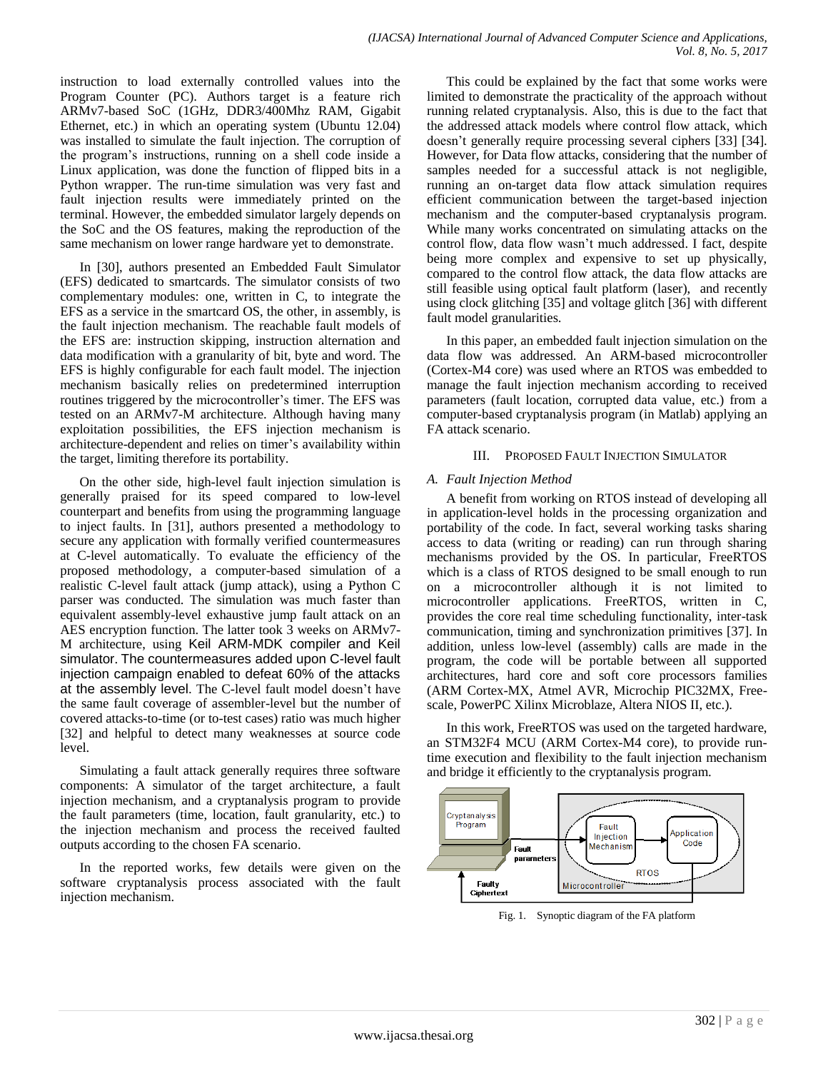instruction to load externally controlled values into the Program Counter (PC). Authors target is a feature rich ARMv7-based SoC (1GHz, DDR3/400Mhz RAM, Gigabit Ethernet, etc.) in which an operating system (Ubuntu 12.04) was installed to simulate the fault injection. The corruption of the program's instructions, running on a shell code inside a Linux application, was done the function of flipped bits in a Python wrapper. The run-time simulation was very fast and fault injection results were immediately printed on the terminal. However, the embedded simulator largely depends on the SoC and the OS features, making the reproduction of the same mechanism on lower range hardware yet to demonstrate.

In [30], authors presented an Embedded Fault Simulator (EFS) dedicated to smartcards. The simulator consists of two complementary modules: one, written in C, to integrate the EFS as a service in the smartcard OS, the other, in assembly, is the fault injection mechanism. The reachable fault models of the EFS are: instruction skipping, instruction alternation and data modification with a granularity of bit, byte and word. The EFS is highly configurable for each fault model. The injection mechanism basically relies on predetermined interruption routines triggered by the microcontroller's timer. The EFS was tested on an ARMv7-M architecture. Although having many exploitation possibilities, the EFS injection mechanism is architecture-dependent and relies on timer's availability within the target, limiting therefore its portability.

On the other side, high-level fault injection simulation is generally praised for its speed compared to low-level counterpart and benefits from using the programming language to inject faults. In [31], authors presented a methodology to secure any application with formally verified countermeasures at C-level automatically. To evaluate the efficiency of the proposed methodology, a computer-based simulation of a realistic C-level fault attack (jump attack), using a Python C parser was conducted. The simulation was much faster than equivalent assembly-level exhaustive jump fault attack on an AES encryption function. The latter took 3 weeks on ARMv7-M architecture, using Keil ARM-MDK compiler and Keil simulator. The countermeasures added upon C-level fault injection campaign enabled to defeat 60% of the attacks at the assembly level. The C-level fault model doesn't have the same fault coverage of assembler-level but the number of covered attacks-to-time (or to-test cases) ratio was much higher [32] and helpful to detect many weaknesses at source code level.

Simulating a fault attack generally requires three software components: A simulator of the target architecture, a fault injection mechanism, and a cryptanalysis program to provide the fault parameters (time, location, fault granularity, etc.) to the injection mechanism and process the received faulted outputs according to the chosen FA scenario.

In the reported works, few details were given on the software cryptanalysis process associated with the fault injection mechanism.

This could be explained by the fact that some works were limited to demonstrate the practicality of the approach without running related cryptanalysis. Also, this is due to the fact that the addressed attack models where control flow attack, which doesn't generally require processing several ciphers [33] [34]. However, for Data flow attacks, considering that the number of samples needed for a successful attack is not negligible, running an on-target data flow attack simulation requires efficient communication between the target-based injection mechanism and the computer-based cryptanalysis program. While many works concentrated on simulating attacks on the control flow, data flow wasn't much addressed. I fact, despite being more complex and expensive to set up physically, compared to the control flow attack, the data flow attacks are still feasible using optical fault platform (laser), and recently using clock glitching [35] and voltage glitch [36] with different fault model granularities.

In this paper, an embedded fault injection simulation on the data flow was addressed. An ARM-based microcontroller (Cortex-M4 core) was used where an RTOS was embedded to manage the fault injection mechanism according to received parameters (fault location, corrupted data value, etc.) from a computer-based cryptanalysis program (in Matlab) applying an FA attack scenario.

## III. Proposed Fault Injection Simulator

### A. Fault Injection Method

A benefit from working on RTOS instead of developing all in application-level holds in the processing organization and portability of the code. In fact, several working tasks sharing access to data (writing or reading) can run through sharing mechanisms provided by the OS. In particular, FreeRTOS which is a class of RTOS designed to be small enough to run on a microcontroller although it is not limited to microcontroller applications. FreeRTOS, written in C, provides the core real time scheduling functionality, inter-task communication, timing and synchronization primitives [37]. In addition, unless low-level (assembly) calls are made in the program, the code will be portable between all supported architectures, hard core and soft core processors families (ARM Cortex-MX, Atmel AVR, Microchip PIC32MX, Free-scale, PowerPC Xilinx Microblaze, Altera NIOS II, etc.).

In this work, FreeRTOS was used on the targeted hardware, an STM32F4 MCU (ARM Cortex-M4 core), to provide run-time execution and flexibility to the fault injection mechanism and bridge it efficiently to the cryptanalysis program.

Fig. 1. Synoptic diagram of the FA platform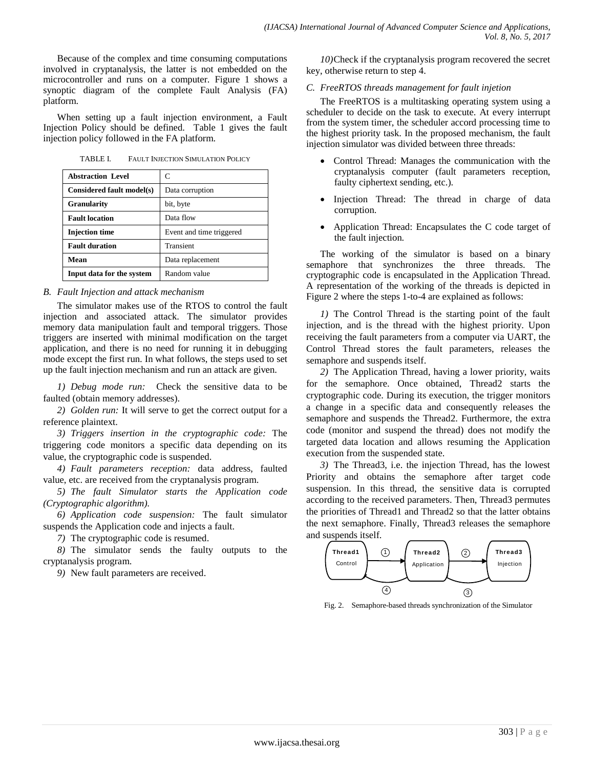Because of the complex and time consuming computations involved in cryptanalysis, the latter is not embedded on the microcontroller and runs on a computer. Figure 1 shows a synoptic diagram of the complete Fault Analysis (FA) platform.

When setting up a fault injection environment, a Fault Injection Policy should be defined. Table 1 gives the fault injection policy followed in the FA platform.

TABLE I. FAULT INJECTION SIMULATION POLICY

| **Abstraction Level** | C |
|---|---|
| **Considered fault model(s)** | Data corruption |
| **Granularity** | bit, byte |
| **Fault location** | Data flow |
| **Injection time** | Event and time triggered |
| **Fault duration** | Transient |
| **Mean** | Data replacement |
| **Input data for the system** | Random value |

### *B. Fault Injection and attack mechanism*

The simulator makes use of the RTOS to control the fault injection and associated attack. The simulator provides memory data manipulation fault and temporal triggers. Those triggers are inserted with minimal modification on the target application, and there is no need for running it in debugging mode except the first run. In what follows, the steps used to set up the fault injection mechanism and run an attack are given.

*1) Debug mode run:* Check the sensitive data to be faulted (obtain memory addresses).

*2) Golden run:* It will serve to get the correct output for a reference plaintext.

*3) Triggers insertion in the cryptographic code:* The triggering code monitors a specific data depending on its value, the cryptographic code is suspended.

*4) Fault parameters reception:* data address, faulted value, etc. are received from the cryptanalysis program.

*5) The fault Simulator starts the Application code (Cryptographic algorithm).*

*6) Application code suspension:* The fault simulator suspends the Application code and injects a fault.

*7)* The cryptographic code is resumed.

*8)* The simulator sends the faulty outputs to the cryptanalysis program.

*9)* New fault parameters are received.

*10)*Check if the cryptanalysis program recovered the secret key, otherwise return to step 4.

### *C. FreeRTOS threads management for fault injetion*

The FreeRTOS is a multitasking operating system using a scheduler to decide on the task to execute. At every interrupt from the system timer, the scheduler accord processing time to the highest priority task. In the proposed mechanism, the fault injection simulator was divided between three threads:

- Control Thread: Manages the communication with the cryptanalysis computer (fault parameters reception, faulty ciphertext sending, etc.).
- Injection Thread: The thread in charge of data corruption.
- Application Thread: Encapsulates the C code target of the fault injection.

The working of the simulator is based on a binary semaphore that synchronizes the three threads. The cryptographic code is encapsulated in the Application Thread. A representation of the working of the threads is depicted in Figure 2 where the steps 1-to-4 are explained as follows:

*1)* The Control Thread is the starting point of the fault injection, and is the thread with the highest priority. Upon receiving the fault parameters from a computer via UART, the Control Thread stores the fault parameters, releases the semaphore and suspends itself.

*2)* The Application Thread, having a lower priority, waits for the semaphore. Once obtained, Thread2 starts the cryptographic code. During its execution, the trigger monitors a change in a specific data and consequently releases the semaphore and suspends the Thread2. Furthermore, the extra code (monitor and suspend the thread) does not modify the targeted data location and allows resuming the Application execution from the suspended state.

*3)* The Thread3, i.e. the injection Thread, has the lowest Priority and obtains the semaphore after target code suspension. In this thread, the sensitive data is corrupted according to the received parameters. Then, Thread3 permutes the priorities of Thread1 and Thread2 so that the latter obtains the next semaphore. Finally, Thread3 releases the semaphore and suspends itself.

Thread1 Control — ① → Thread2 Application — ② → Thread3 Injection; ③ Thread3 → Thread2; ④ Thread2 → Thread1

Fig. 2. Semaphore-based threads synchronization of the Simulator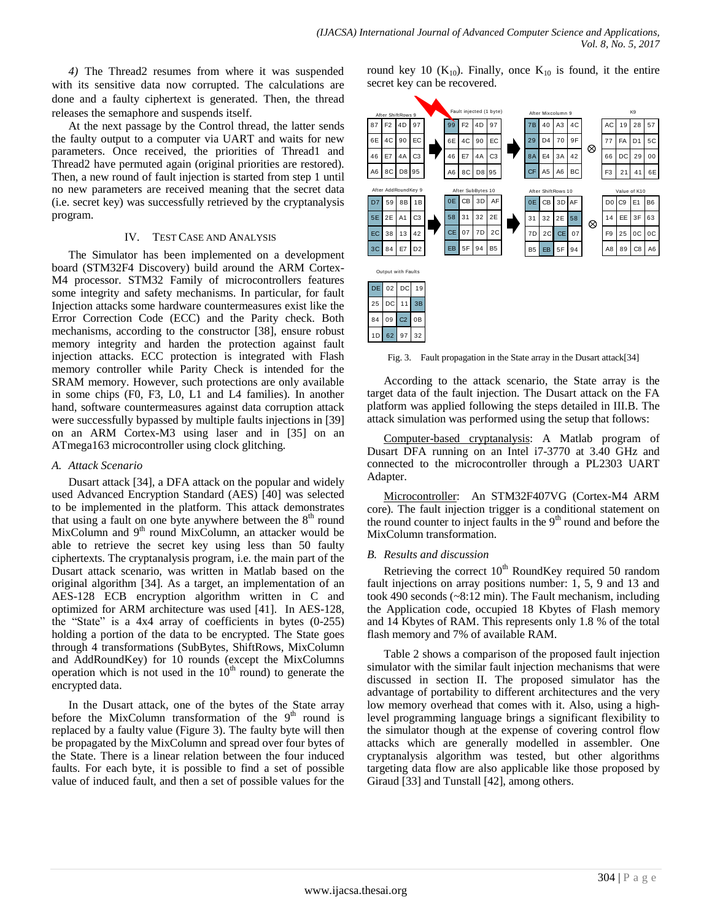*4)* The Thread2 resumes from where it was suspended with its sensitive data now corrupted. The calculations are done and a faulty ciphertext is generated. Then, the thread releases the semaphore and suspends itself.

At the next passage by the Control thread, the latter sends the faulty output to a computer via UART and waits for new parameters. Once received, the priorities of Thread1 and Thread2 have permuted again (original priorities are restored). Then, a new round of fault injection is started from step 1 until no new parameters are received meaning that the secret data (i.e. secret key) was successfully retrieved by the cryptanalysis program.

## IV. Test Case and Analysis

The Simulator has been implemented on a development board (STM32F4 Discovery) build around the ARM Cortex-M4 processor. STM32 Family of microcontrollers features some integrity and safety mechanisms. In particular, for fault Injection attacks some hardware countermeasures exist like the Error Correction Code (ECC) and the Parity check. Both mechanisms, according to the constructor [38], ensure robust memory integrity and harden the protection against fault injection attacks. ECC protection is integrated with Flash memory controller while Parity Check is intended for the SRAM memory. However, such protections are only available in some chips (F0, F3, L0, L1 and L4 families). In another hand, software countermeasures against data corruption attack were successfully bypassed by multiple faults injections in [39] on an ARM Cortex-M3 using laser and in [35] on an ATmega163 microcontroller using clock glitching.

### *A. Attack Scenario*

Dusart attack [34], a DFA attack on the popular and widely used Advanced Encryption Standard (AES) [40] was selected to be implemented in the platform. This attack demonstrates that using a fault on one byte anywhere between the 8th round MixColumn and 9th round MixColumn, an attacker would be able to retrieve the secret key using less than 50 faulty ciphertexts. The cryptanalysis program, i.e. the main part of the Dusart attack scenario, was written in Matlab based on the original algorithm [34]. As a target, an implementation of an AES-128 ECB encryption algorithm written in C and optimized for ARM architecture was used [41]. In AES-128, the "State" is a 4x4 array of coefficients in bytes (0-255) holding a portion of the data to be encrypted. The State goes through 4 transformations (SubBytes, ShiftRows, MixColumn and AddRoundKey) for 10 rounds (except the MixColumns operation which is not used in the 10th round) to generate the encrypted data.

In the Dusart attack, one of the bytes of the State array before the MixColumn transformation of the 9th round is replaced by a faulty value (Figure 3). The faulty byte will then be propagated by the MixColumn and spread over four bytes of the State. There is a linear relation between the four induced faults. For each byte, it is possible to find a set of possible value of induced fault, and then a set of possible values for the round key 10 ($K_{10}$). Finally, once $K_{10}$ is found, it the entire secret key can be recovered.

After ShiftRows 9

| | | | |
|---|---|---|---|
| 87 | F2 | 4D | 97 |
| 6E | 4C | 90 | EC |
| 46 | E7 | 4A | C3 |
| A6 | 8C | D8 | 95 |

Fault injected (1 byte)

| | | | |
|---|---|---|---|
| 99 | F2 | 4D | 97 |
| 6E | 4C | 90 | EC |
| 46 | E7 | 4A | C3 |
| A6 | 8C | D8 | 95 |

After Mixcolumn 9

| | | | |
|---|---|---|---|
| 7B | 40 | A3 | 4C |
| 29 | D4 | 70 | 9F |
| 8A | E4 | 3A | 42 |
| CF | A5 | A6 | BC |

K9

| | | | |
|---|---|---|---|
| AC | 19 | 28 | 57 |
| 77 | FA | D1 | 5C |
| 66 | DC | 29 | 00 |
| F3 | 21 | 41 | 6E |

After AddRoundKey 9

| | | | |
|---|---|---|---|
| D7 | 59 | 8B | 1B |
| 5E | 2E | A1 | C3 |
| EC | 38 | 13 | 42 |
| 3C | 84 | E7 | D2 |

After SubBytes 10

| | | | |
|---|---|---|---|
| 0E | CB | 3D | AF |
| 58 | 31 | 32 | 2E |
| CE | 07 | 7D | 2C |
| EB | 5F | 94 | B5 |

After ShiftRows 10

| | | | |
|---|---|---|---|
| 0E | CB | 3D | AF |
| 31 | 32 | 2E | 58 |
| 7D | 2C | CE | 07 |
| B5 | EB | 5F | 94 |

Value of K10

| | | | |
|---|---|---|---|
| D0 | C9 | E1 | B6 |
| 14 | EE | 3F | 63 |
| F9 | 25 | 0C | 0C |
| A8 | 89 | C8 | A6 |

Output with Faults

| | | | |
|---|---|---|---|
| DE | 02 | DC | 19 |
| 25 | DC | 11 | 3B |
| 84 | 09 | C2 | 0B |
| 1D | 62 | 97 | 32 |

Fig. 3. Fault propagation in the State array in the Dusart attack[34]

According to the attack scenario, the State array is the target data of the fault injection. The Dusart attack on the FA platform was applied following the steps detailed in III.B. The attack simulation was performed using the setup that follows:

Computer-based cryptanalysis: A Matlab program of Dusart DFA running on an Intel i7-3770 at 3.40 GHz and connected to the microcontroller through a PL2303 UART Adapter.

Microcontroller: An STM32F407VG (Cortex-M4 ARM core). The fault injection trigger is a conditional statement on the round counter to inject faults in the 9th round and before the MixColumn transformation.

### *B. Results and discussion*

Retrieving the correct 10th RoundKey required 50 random fault injections on array positions number: 1, 5, 9 and 13 and took 490 seconds (~8:12 min). The Fault mechanism, including the Application code, occupied 18 Kbytes of Flash memory and 14 Kbytes of RAM. This represents only 1.8 % of the total flash memory and 7% of available RAM.

Table 2 shows a comparison of the proposed fault injection simulator with the similar fault injection mechanisms that were discussed in section II. The proposed simulator has the advantage of portability to different architectures and the very low memory overhead that comes with it. Also, using a high-level programming language brings a significant flexibility to the simulator though at the expense of covering control flow attacks which are generally modelled in assembler. One cryptanalysis algorithm was tested, but other algorithms targeting data flow are also applicable like those proposed by Giraud [33] and Tunstall [42], among others.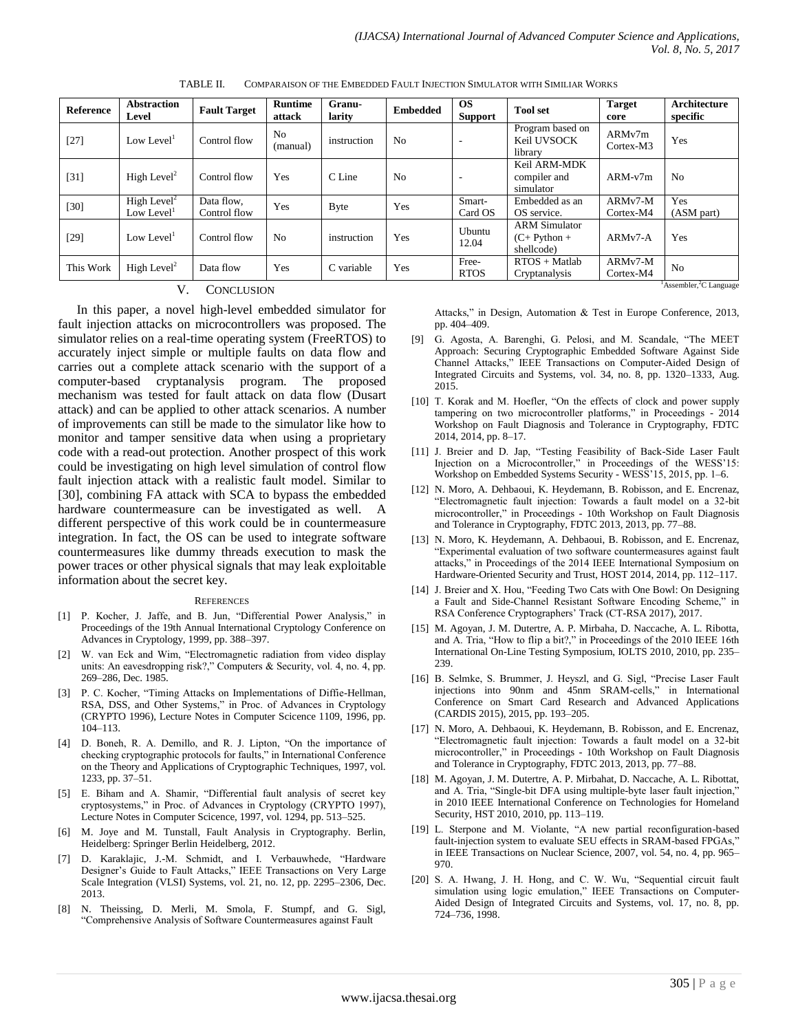TABLE II. COMPARAISON OF THE EMBEDDED FAULT INJECTION SIMULATOR WITH SIMILIAR WORKS

| Reference | Abstraction Level | Fault Target | Runtime attack | Granu-larity | Embedded | OS Support | Tool set | Target core | Architecture specific |
|---|---|---|---|---|---|---|---|---|---|
| [27] | Low Level[1] | Control flow | No (manual) | instruction | No | - | Program based on Keil UVSOCK library | ARMv7m Cortex-M3 | Yes |
| [31] | High Level[2] | Control flow | Yes | C Line | No | - | Keil ARM-MDK compiler and simulator | ARM-v7m | No |
| [30] | High Level[2] Low Level[1] | Data flow, Control flow | Yes | Byte | Yes | Smart-Card OS | Embedded as an OS service. | ARMv7-M Cortex-M4 | Yes (ASM part) |
| [29] | Low Level[1] | Control flow | No | instruction | Yes | Ubuntu 12.04 | ARM Simulator (C+ Python + shellcode) | ARMv7-A | Yes |
| This Work | High Level[2] | Data flow | Yes | C variable | Yes | Free-RTOS | RTOS + Matlab Cryptanalysis | ARMv7-M Cortex-M4 | No |

[1]Assembler,[2]C Language

## V. CONCLUSION

In this paper, a novel high-level embedded simulator for fault injection attacks on microcontrollers was proposed. The simulator relies on a real-time operating system (FreeRTOS) to accurately inject simple or multiple faults on data flow and carries out a complete attack scenario with the support of a computer-based cryptanalysis program. The proposed mechanism was tested for fault attack on data flow (Dusart attack) and can be applied to other attack scenarios. A number of improvements can still be made to the simulator like how to monitor and tamper sensitive data when using a proprietary code with a read-out protection. Another prospect of this work could be investigating on high level simulation of control flow fault injection attack with a realistic fault model. Similar to [30], combining FA attack with SCA to bypass the embedded hardware countermeasure can be investigated as well. A different perspective of this work could be in countermeasure integration. In fact, the OS can be used to integrate software countermeasures like dummy threads execution to mask the power traces or other physical signals that may leak exploitable information about the secret key.

### REFERENCES

[1] P. Kocher, J. Jaffe, and B. Jun, "Differential Power Analysis," in Proceedings of the 19th Annual International Cryptology Conference on Advances in Cryptology, 1999, pp. 388–397.

[2] W. van Eck and Wim, "Electromagnetic radiation from video display units: An eavesdropping risk?," Computers & Security, vol. 4, no. 4, pp. 269–286, Dec. 1985.

[3] P. C. Kocher, "Timing Attacks on Implementations of Diffie-Hellman, RSA, DSS, and Other Systems," in Proc. of Advances in Cryptology (CRYPTO 1996), Lecture Notes in Computer Scicence 1109, 1996, pp. 104–113.

[4] D. Boneh, R. A. Demillo, and R. J. Lipton, "On the importance of checking cryptographic protocols for faults," in International Conference on the Theory and Applications of Cryptographic Techniques, 1997, vol. 1233, pp. 37–51.

[5] E. Biham and A. Shamir, "Differential fault analysis of secret key cryptosystems," in Proc. of Advances in Cryptology (CRYPTO 1997), Lecture Notes in Computer Scicence, 1997, vol. 1294, pp. 513–525.

[6] M. Joye and M. Tunstall, Fault Analysis in Cryptography. Berlin, Heidelberg: Springer Berlin Heidelberg, 2012.

[7] D. Karaklajic, J.-M. Schmidt, and I. Verbauwhede, "Hardware Designer's Guide to Fault Attacks," IEEE Transactions on Very Large Scale Integration (VLSI) Systems, vol. 21, no. 12, pp. 2295–2306, Dec. 2013.

[8] N. Theissing, D. Merli, M. Smola, F. Stumpf, and G. Sigl, "Comprehensive Analysis of Software Countermeasures against Fault Attacks," in Design, Automation & Test in Europe Conference, 2013, pp. 404–409.

[9] G. Agosta, A. Barenghi, G. Pelosi, and M. Scandale, "The MEET Approach: Securing Cryptographic Embedded Software Against Side Channel Attacks," IEEE Transactions on Computer-Aided Design of Integrated Circuits and Systems, vol. 34, no. 8, pp. 1320–1333, Aug. 2015.

[10] T. Korak and M. Hoefler, "On the effects of clock and power supply tampering on two microcontroller platforms," in Proceedings - 2014 Workshop on Fault Diagnosis and Tolerance in Cryptography, FDTC 2014, 2014, pp. 8–17.

[11] J. Breier and D. Jap, "Testing Feasibility of Back-Side Laser Fault Injection on a Microcontroller," in Proceedings of the WESS'15: Workshop on Embedded Systems Security - WESS'15, 2015, pp. 1–6.

[12] N. Moro, A. Dehbaoui, K. Heydemann, B. Robisson, and E. Encrenaz, "Electromagnetic fault injection: Towards a fault model on a 32-bit microcontroller," in Proceedings - 10th Workshop on Fault Diagnosis and Tolerance in Cryptography, FDTC 2013, 2013, pp. 77–88.

[13] N. Moro, K. Heydemann, A. Dehbaoui, B. Robisson, and E. Encrenaz, "Experimental evaluation of two software countermeasures against fault attacks," in Proceedings of the 2014 IEEE International Symposium on Hardware-Oriented Security and Trust, HOST 2014, 2014, pp. 112–117.

[14] J. Breier and X. Hou, "Feeding Two Cats with One Bowl: On Designing a Fault and Side-Channel Resistant Software Encoding Scheme," in RSA Conference Cryptographers' Track (CT-RSA 2017), 2017.

[15] M. Agoyan, J. M. Dutertre, A. P. Mirbaha, D. Naccache, A. L. Ribotta, and A. Tria, "How to flip a bit?," in Proceedings of the 2010 IEEE 16th International On-Line Testing Symposium, IOLTS 2010, 2010, pp. 235–239.

[16] B. Selmke, S. Brummer, J. Heyszl, and G. Sigl, "Precise Laser Fault injections into 90nm and 45nm SRAM-cells," in International Conference on Smart Card Research and Advanced Applications (CARDIS 2015), 2015, pp. 193–205.

[17] N. Moro, A. Dehbaoui, K. Heydemann, B. Robisson, and E. Encrenaz, "Electromagnetic fault injection: Towards a fault model on a 32-bit microcontroller," in Proceedings - 10th Workshop on Fault Diagnosis and Tolerance in Cryptography, FDTC 2013, 2013, pp. 77–88.

[18] M. Agoyan, J. M. Dutertre, A. P. Mirbahat, D. Naccache, A. L. Ribottat, and A. Tria, "Single-bit DFA using multiple-byte laser fault injection," in 2010 IEEE International Conference on Technologies for Homeland Security, HST 2010, 2010, pp. 113–119.

[19] L. Sterpone and M. Violante, "A new partial reconfiguration-based fault-injection system to evaluate SEU effects in SRAM-based FPGAs," in IEEE Transactions on Nuclear Science, 2007, vol. 54, no. 4, pp. 965–970.

[20] S. A. Hwang, J. H. Hong, and C. W. Wu, "Sequential circuit fault simulation using logic emulation," IEEE Transactions on Computer-Aided Design of Integrated Circuits and Systems, vol. 17, no. 8, pp. 724–736, 1998.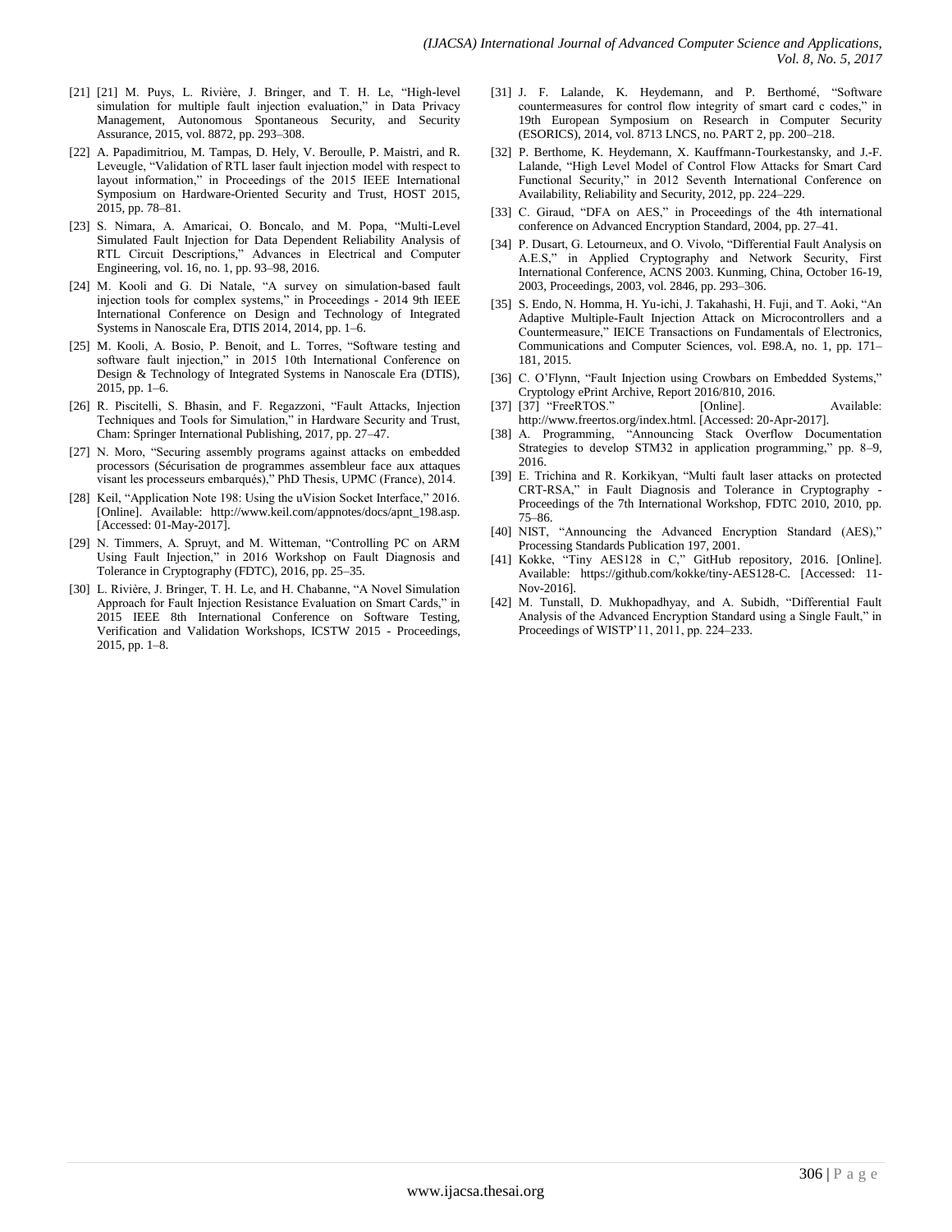[21] [21] M. Puys, L. Rivière, J. Bringer, and T. H. Le, "High-level simulation for multiple fault injection evaluation," in Data Privacy Management, Autonomous Spontaneous Security, and Security Assurance, 2015, vol. 8872, pp. 293–308.

[22] A. Papadimitriou, M. Tampas, D. Hely, V. Beroulle, P. Maistri, and R. Leveugle, "Validation of RTL laser fault injection model with respect to layout information," in Proceedings of the 2015 IEEE International Symposium on Hardware-Oriented Security and Trust, HOST 2015, 2015, pp. 78–81.

[23] S. Nimara, A. Amaricai, O. Boncalo, and M. Popa, "Multi-Level Simulated Fault Injection for Data Dependent Reliability Analysis of RTL Circuit Descriptions," Advances in Electrical and Computer Engineering, vol. 16, no. 1, pp. 93–98, 2016.

[24] M. Kooli and G. Di Natale, "A survey on simulation-based fault injection tools for complex systems," in Proceedings - 2014 9th IEEE International Conference on Design and Technology of Integrated Systems in Nanoscale Era, DTIS 2014, 2014, pp. 1–6.

[25] M. Kooli, A. Bosio, P. Benoit, and L. Torres, "Software testing and software fault injection," in 2015 10th International Conference on Design & Technology of Integrated Systems in Nanoscale Era (DTIS), 2015, pp. 1–6.

[26] R. Piscitelli, S. Bhasin, and F. Regazzoni, "Fault Attacks, Injection Techniques and Tools for Simulation," in Hardware Security and Trust, Cham: Springer International Publishing, 2017, pp. 27–47.

[27] N. Moro, "Securing assembly programs against attacks on embedded processors (Sécurisation de programmes assembleur face aux attaques visant les processeurs embarqués)," PhD Thesis, UPMC (France), 2014.

[28] Keil, "Application Note 198: Using the uVision Socket Interface," 2016. [Online]. Available: http://www.keil.com/appnotes/docs/apnt_198.asp. [Accessed: 01-May-2017].

[29] N. Timmers, A. Spruyt, and M. Witteman, "Controlling PC on ARM Using Fault Injection," in 2016 Workshop on Fault Diagnosis and Tolerance in Cryptography (FDTC), 2016, pp. 25–35.

[30] L. Rivière, J. Bringer, T. H. Le, and H. Chabanne, "A Novel Simulation Approach for Fault Injection Resistance Evaluation on Smart Cards," in 2015 IEEE 8th International Conference on Software Testing, Verification and Validation Workshops, ICSTW 2015 - Proceedings, 2015, pp. 1–8.

[31] J. F. Lalande, K. Heydemann, and P. Berthomé, "Software countermeasures for control flow integrity of smart card c codes," in 19th European Symposium on Research in Computer Security (ESORICS), 2014, vol. 8713 LNCS, no. PART 2, pp. 200–218.

[32] P. Berthome, K. Heydemann, X. Kauffmann-Tourkestansky, and J.-F. Lalande, "High Level Model of Control Flow Attacks for Smart Card Functional Security," in 2012 Seventh International Conference on Availability, Reliability and Security, 2012, pp. 224–229.

[33] C. Giraud, "DFA on AES," in Proceedings of the 4th international conference on Advanced Encryption Standard, 2004, pp. 27–41.

[34] P. Dusart, G. Letourneux, and O. Vivolo, "Differential Fault Analysis on A.E.S," in Applied Cryptography and Network Security, First International Conference, ACNS 2003. Kunming, China, October 16-19, 2003, Proceedings, 2003, vol. 2846, pp. 293–306.

[35] S. Endo, N. Homma, H. Yu-ichi, J. Takahashi, H. Fuji, and T. Aoki, "An Adaptive Multiple-Fault Injection Attack on Microcontrollers and a Countermeasure," IEICE Transactions on Fundamentals of Electronics, Communications and Computer Sciences, vol. E98.A, no. 1, pp. 171–181, 2015.

[36] C. O'Flynn, "Fault Injection using Crowbars on Embedded Systems," Cryptology ePrint Archive, Report 2016/810, 2016.

[37] [37] "FreeRTOS." [Online]. Available: http://www.freertos.org/index.html. [Accessed: 20-Apr-2017].

[38] A. Programming, "Announcing Stack Overflow Documentation Strategies to develop STM32 in application programming," pp. 8–9, 2016.

[39] E. Trichina and R. Korkikyan, "Multi fault laser attacks on protected CRT-RSA," in Fault Diagnosis and Tolerance in Cryptography - Proceedings of the 7th International Workshop, FDTC 2010, 2010, pp. 75–86.

[40] NIST, "Announcing the Advanced Encryption Standard (AES)," Processing Standards Publication 197, 2001.

[41] Kokke, "Tiny AES128 in C," GitHub repository, 2016. [Online]. Available: https://github.com/kokke/tiny-AES128-C. [Accessed: 11-Nov-2016].

[42] M. Tunstall, D. Mukhopadhyay, and A. Subidh, "Differential Fault Analysis of the Advanced Encryption Standard using a Single Fault," in Proceedings of WISTP'11, 2011, pp. 224–233.